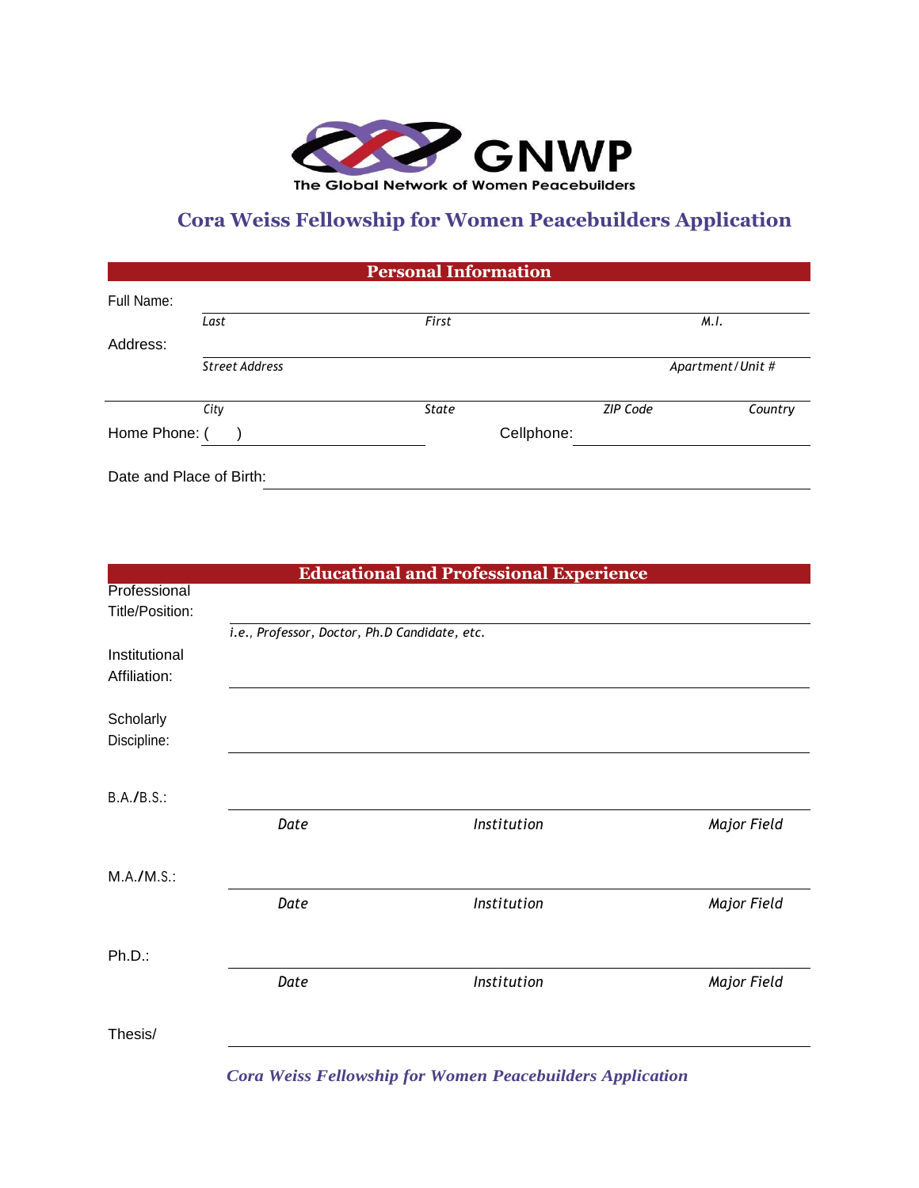GNWP

The Global Network of Women Peacebuilders

# Cora Weiss Fellowship for Women Peacebuilders Application

## Personal Information

Full Name: ______________________________________________

*Last* *First* *M.I.*

Address: ______________________________________________

*Street Address* *Apartment/Unit #*

______________________________________________

*City* *State* *ZIP Code* *Country*

Home Phone: ( ) ____________________ Cellphone: ____________________

Date and Place of Birth: ______________________________________________

## Educational and Professional Experience

Professional Title/Position: ______________________________________________

*i.e., Professor, Doctor, Ph.D Candidate, etc.*

Institutional Affiliation: ______________________________________________

Scholarly Discipline: ______________________________________________

B.A./B.S.: ______________________________________________

*Date* *Institution* *Major Field*

M.A./M.S.: ______________________________________________

*Date* *Institution* *Major Field*

Ph.D.: ______________________________________________

*Date* *Institution* *Major Field*

Thesis/ ______________________________________________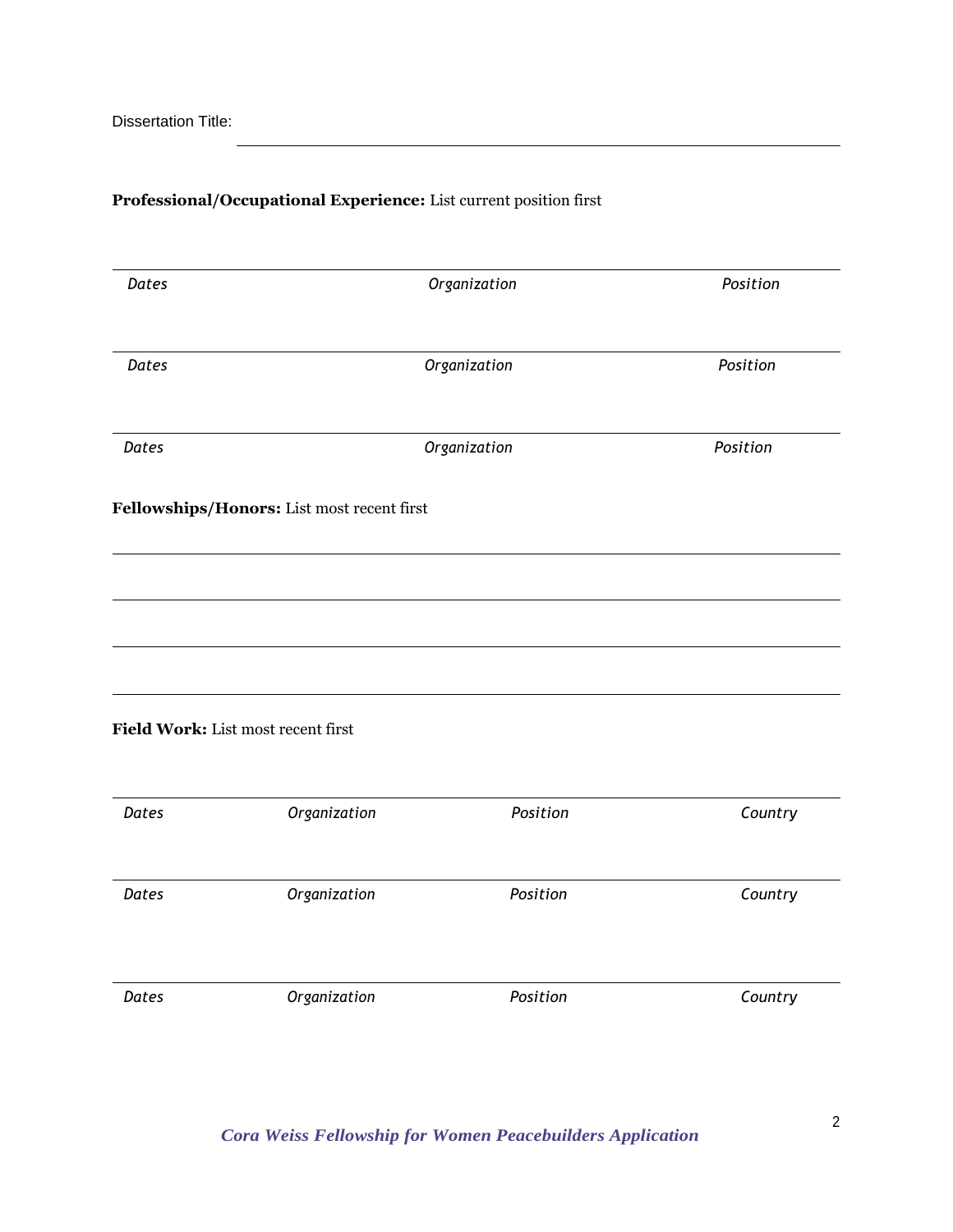Dissertation Title: \_\_\_\_\_\_\_\_\_\_\_\_\_\_\_\_\_\_\_\_\_\_\_\_\_\_\_\_\_\_\_\_\_\_\_\_\_\_\_\_

**Professional/Occupational Experience:** List current position first

| *Dates* | *Organization* | *Position* |
|---|---|---|
| *Dates* | *Organization* | *Position* |
| *Dates* | *Organization* | *Position* |

**Fellowships/Honors:** List most recent first

\_\_\_\_\_\_\_\_\_\_\_\_\_\_\_\_\_\_\_\_\_\_\_\_\_\_\_\_\_\_\_\_\_\_\_\_\_\_\_\_\_\_\_\_\_\_\_\_\_\_\_\_\_\_\_\_

\_\_\_\_\_\_\_\_\_\_\_\_\_\_\_\_\_\_\_\_\_\_\_\_\_\_\_\_\_\_\_\_\_\_\_\_\_\_\_\_\_\_\_\_\_\_\_\_\_\_\_\_\_\_\_\_

\_\_\_\_\_\_\_\_\_\_\_\_\_\_\_\_\_\_\_\_\_\_\_\_\_\_\_\_\_\_\_\_\_\_\_\_\_\_\_\_\_\_\_\_\_\_\_\_\_\_\_\_\_\_\_\_

\_\_\_\_\_\_\_\_\_\_\_\_\_\_\_\_\_\_\_\_\_\_\_\_\_\_\_\_\_\_\_\_\_\_\_\_\_\_\_\_\_\_\_\_\_\_\_\_\_\_\_\_\_\_\_\_

**Field Work:** List most recent first

| *Dates* | *Organization* | *Position* | *Country* |
|---|---|---|---|
| *Dates* | *Organization* | *Position* | *Country* |
| *Dates* | *Organization* | *Position* | *Country* |

*Cora Weiss Fellowship for Women Peacebuilders Application*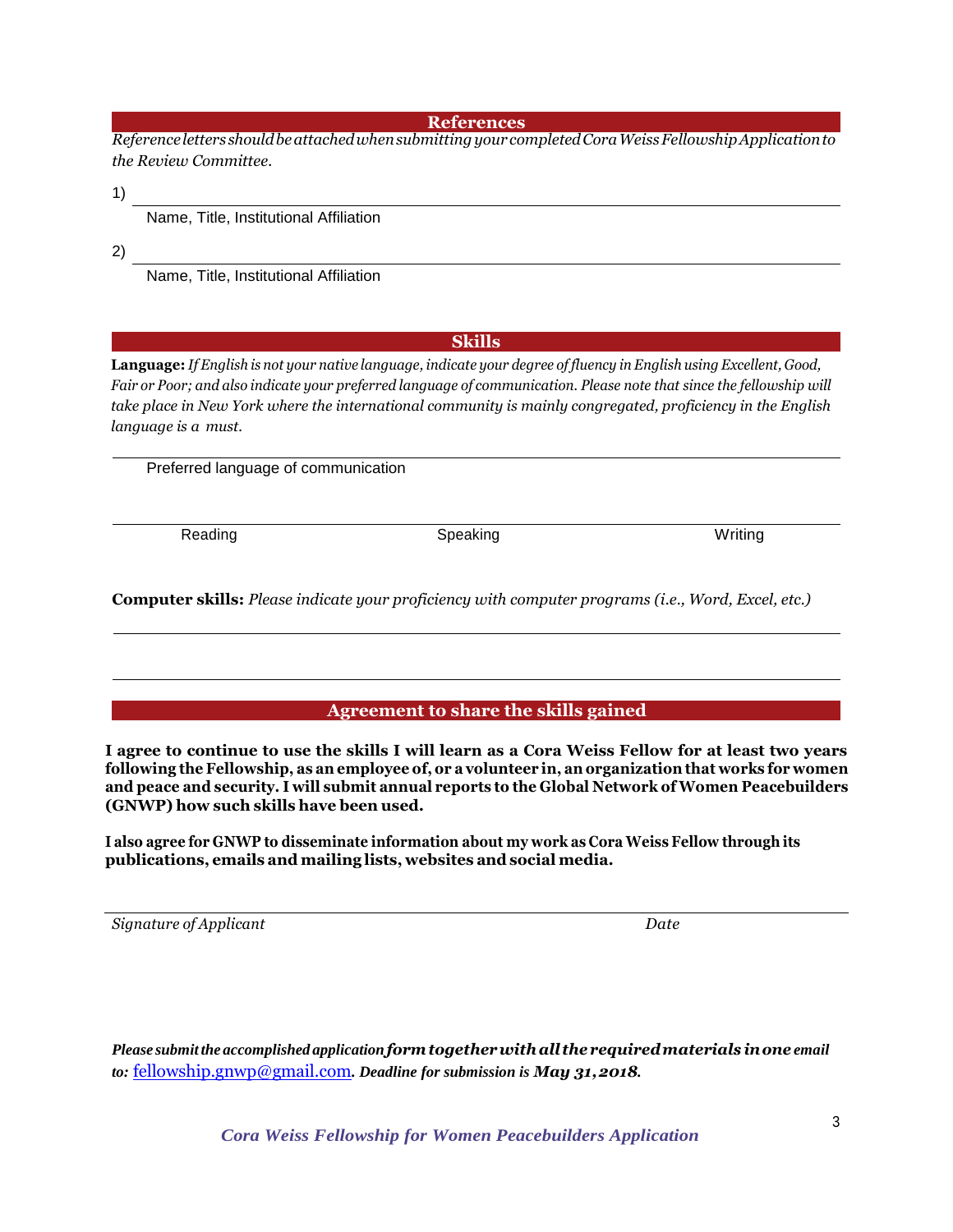## References

*Reference letters should be attached when submitting your completed Cora Weiss Fellowship Application to the Review Committee.*

1) ______________________________________________

Name, Title, Institutional Affiliation

2) ______________________________________________

Name, Title, Institutional Affiliation

## Skills

**Language:** *If English is not your native language, indicate your degree of fluency in English using Excellent, Good, Fair or Poor; and also indicate your preferred language of communication. Please note that since the fellowship will take place in New York where the international community is mainly congregated, proficiency in the English language is a must.*

______________________________________________

Preferred language of communication

______________________________________________

Reading Speaking Writing

**Computer skills:** *Please indicate your proficiency with computer programs (i.e., Word, Excel, etc.)*

______________________________________________

______________________________________________

## Agreement to share the skills gained

**I agree to continue to use the skills I will learn as a Cora Weiss Fellow for at least two years following the Fellowship, as an employee of, or a volunteer in, an organization that works for women and peace and security. I will submit annual reports to the Global Network of Women Peacebuilders (GNWP) how such skills have been used.**

**I also agree for GNWP to disseminate information about my work as Cora Weiss Fellow through its publications, emails and mailing lists, websites and social media.**

______________________________________________

*Signature of Applicant* *Date*

***Please submit the accomplished application form together with all the required materials in one email to:*** fellowship.gnwp@gmail.com***. Deadline for submission is May 31, 2018.***